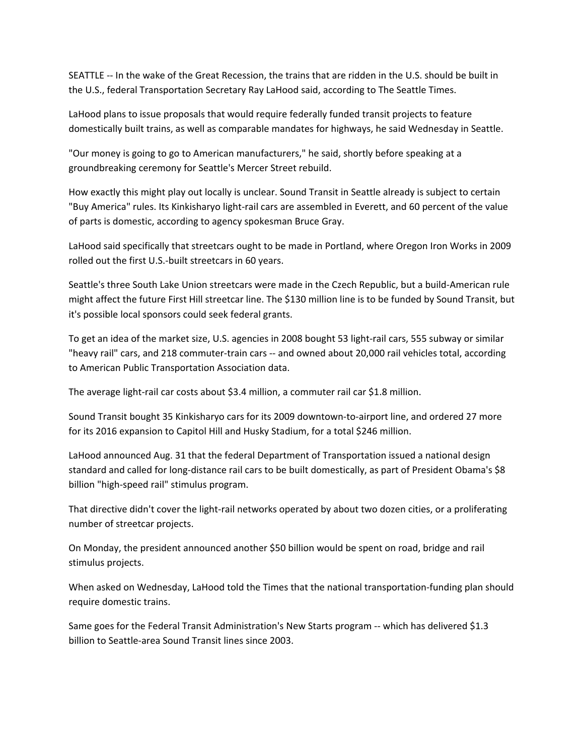SEATTLE -- In the wake of the Great Recession, the trains that are ridden in the U.S. should be built in the U.S., federal Transportation Secretary Ray LaHood said, according to The Seattle Times.

LaHood plans to issue proposals that would require federally funded transit projects to feature domestically built trains, as well as comparable mandates for highways, he said Wednesday in Seattle.

"Our money is going to go to American manufacturers," he said, shortly before speaking at a groundbreaking ceremony for Seattle's Mercer Street rebuild.

How exactly this might play out locally is unclear. Sound Transit in Seattle already is subject to certain "Buy America" rules. Its Kinkisharyo light-rail cars are assembled in Everett, and 60 percent of the value of parts is domestic, according to agency spokesman Bruce Gray.

LaHood said specifically that streetcars ought to be made in Portland, where Oregon Iron Works in 2009 rolled out the first U.S.-built streetcars in 60 years.

Seattle's three South Lake Union streetcars were made in the Czech Republic, but a build-American rule might affect the future First Hill streetcar line. The $130 million line is to be funded by Sound Transit, but it's possible local sponsors could seek federal grants.

To get an idea of the market size, U.S. agencies in 2008 bought 53 light-rail cars, 555 subway or similar "heavy rail" cars, and 218 commuter-train cars -- and owned about 20,000 rail vehicles total, according to American Public Transportation Association data.

The average light-rail car costs about $3.4 million, a commuter rail car $1.8 million.

Sound Transit bought 35 Kinkisharyo cars for its 2009 downtown-to-airport line, and ordered 27 more for its 2016 expansion to Capitol Hill and Husky Stadium, for a total $246 million.

LaHood announced Aug. 31 that the federal Department of Transportation issued a national design standard and called for long-distance rail cars to be built domestically, as part of President Obama's $8 billion "high-speed rail" stimulus program.

That directive didn't cover the light-rail networks operated by about two dozen cities, or a proliferating number of streetcar projects.

On Monday, the president announced another $50 billion would be spent on road, bridge and rail stimulus projects.

When asked on Wednesday, LaHood told the Times that the national transportation-funding plan should require domestic trains.

Same goes for the Federal Transit Administration's New Starts program -- which has delivered $1.3 billion to Seattle-area Sound Transit lines since 2003.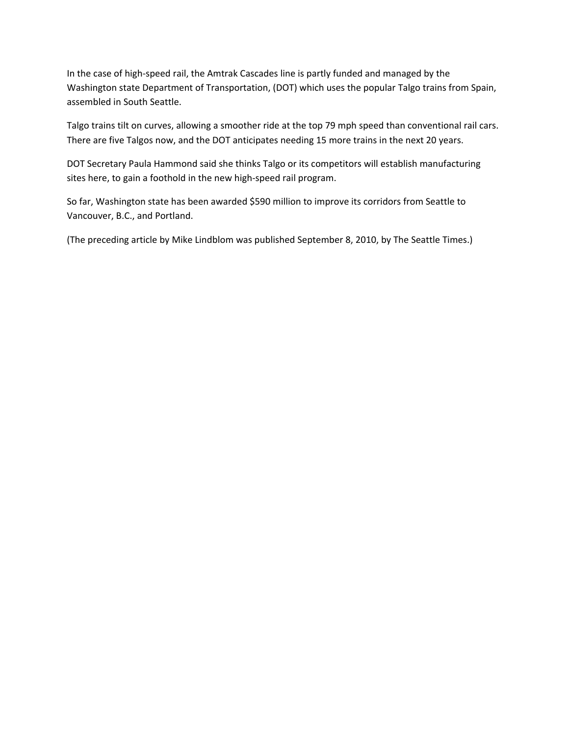In the case of high-speed rail, the Amtrak Cascades line is partly funded and managed by the Washington state Department of Transportation, (DOT) which uses the popular Talgo trains from Spain, assembled in South Seattle.

Talgo trains tilt on curves, allowing a smoother ride at the top 79 mph speed than conventional rail cars. There are five Talgos now, and the DOT anticipates needing 15 more trains in the next 20 years.

DOT Secretary Paula Hammond said she thinks Talgo or its competitors will establish manufacturing sites here, to gain a foothold in the new high-speed rail program.

So far, Washington state has been awarded $590 million to improve its corridors from Seattle to Vancouver, B.C., and Portland.

(The preceding article by Mike Lindblom was published September 8, 2010, by The Seattle Times.)